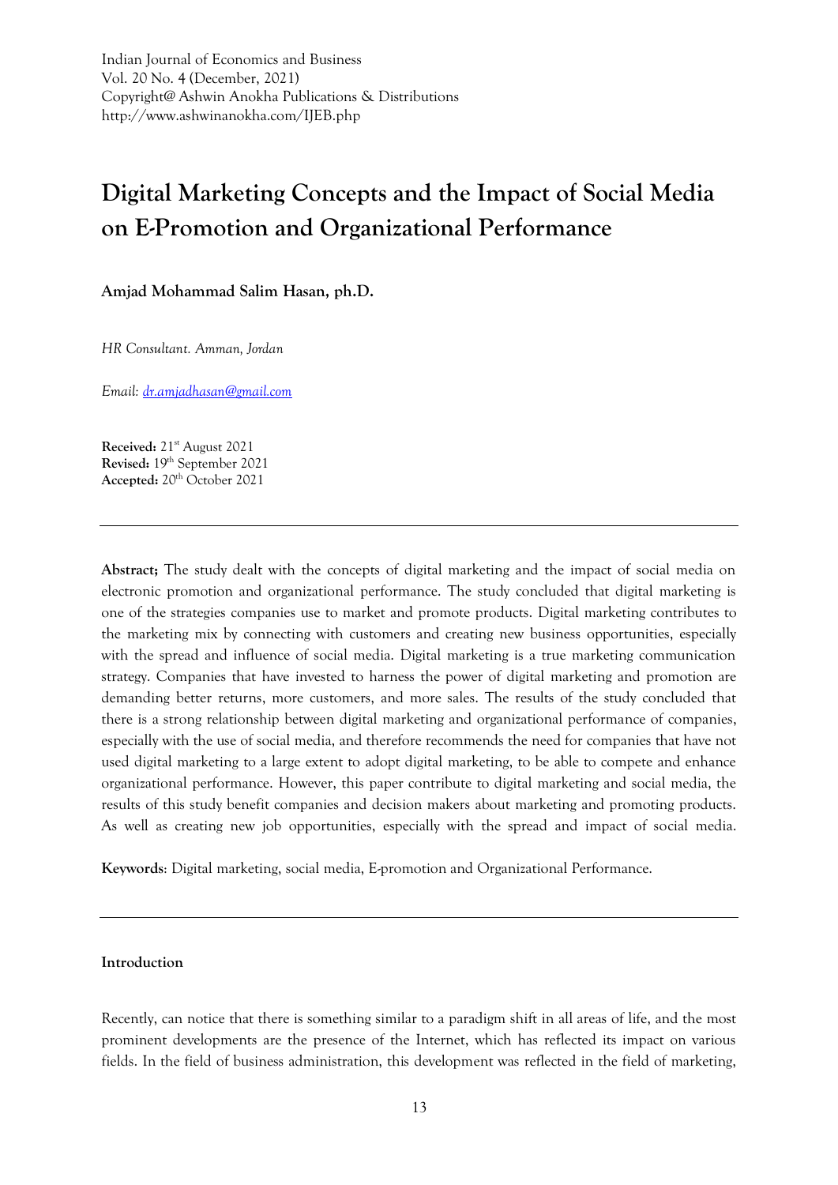Indian Journal of Economics and Business
Vol. 20 No. 4 (December, 2021)
Copyright@ Ashwin Anokha Publications & Distributions
http://www.ashwinanokha.com/IJEB.php

# Digital Marketing Concepts and the Impact of Social Media on E-Promotion and Organizational Performance

**Amjad Mohammad Salim Hasan, ph.D.**

*HR Consultant. Amman, Jordan*

*Email: dr.amjadhasan@gmail.com*

**Received:** 21st August 2021
**Revised:** 19th September 2021
**Accepted:** 20th October 2021

---

**Abstract;** The study dealt with the concepts of digital marketing and the impact of social media on electronic promotion and organizational performance. The study concluded that digital marketing is one of the strategies companies use to market and promote products. Digital marketing contributes to the marketing mix by connecting with customers and creating new business opportunities, especially with the spread and influence of social media. Digital marketing is a true marketing communication strategy. Companies that have invested to harness the power of digital marketing and promotion are demanding better returns, more customers, and more sales. The results of the study concluded that there is a strong relationship between digital marketing and organizational performance of companies, especially with the use of social media, and therefore recommends the need for companies that have not used digital marketing to a large extent to adopt digital marketing, to be able to compete and enhance organizational performance. However, this paper contribute to digital marketing and social media, the results of this study benefit companies and decision makers about marketing and promoting products. As well as creating new job opportunities, especially with the spread and impact of social media.

**Keywords**: Digital marketing, social media, E-promotion and Organizational Performance.

---

## Introduction

Recently, can notice that there is something similar to a paradigm shift in all areas of life, and the most prominent developments are the presence of the Internet, which has reflected its impact on various fields. In the field of business administration, this development was reflected in the field of marketing,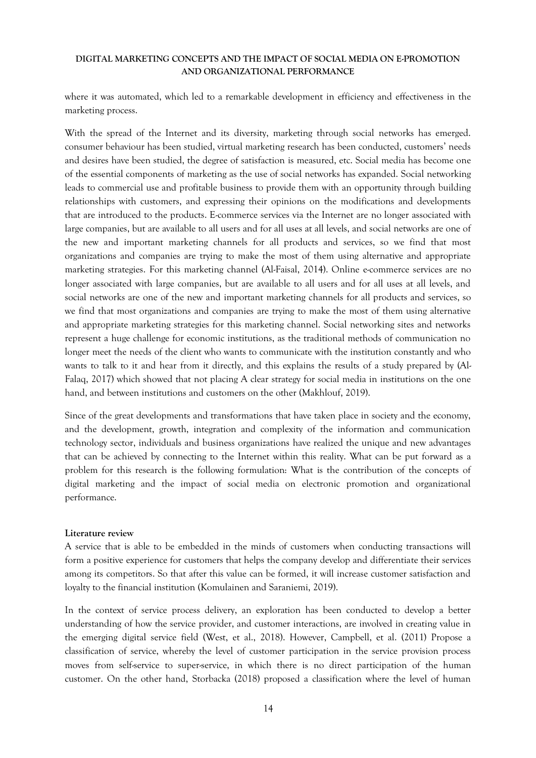where it was automated, which led to a remarkable development in efficiency and effectiveness in the marketing process.

With the spread of the Internet and its diversity, marketing through social networks has emerged. consumer behaviour has been studied, virtual marketing research has been conducted, customers' needs and desires have been studied, the degree of satisfaction is measured, etc. Social media has become one of the essential components of marketing as the use of social networks has expanded. Social networking leads to commercial use and profitable business to provide them with an opportunity through building relationships with customers, and expressing their opinions on the modifications and developments that are introduced to the products. E-commerce services via the Internet are no longer associated with large companies, but are available to all users and for all uses at all levels, and social networks are one of the new and important marketing channels for all products and services, so we find that most organizations and companies are trying to make the most of them using alternative and appropriate marketing strategies. For this marketing channel (Al-Faisal, 2014). Online e-commerce services are no longer associated with large companies, but are available to all users and for all uses at all levels, and social networks are one of the new and important marketing channels for all products and services, so we find that most organizations and companies are trying to make the most of them using alternative and appropriate marketing strategies for this marketing channel. Social networking sites and networks represent a huge challenge for economic institutions, as the traditional methods of communication no longer meet the needs of the client who wants to communicate with the institution constantly and who wants to talk to it and hear from it directly, and this explains the results of a study prepared by (Al-Falaq, 2017) which showed that not placing A clear strategy for social media in institutions on the one hand, and between institutions and customers on the other (Makhlouf, 2019).

Since of the great developments and transformations that have taken place in society and the economy, and the development, growth, integration and complexity of the information and communication technology sector, individuals and business organizations have realized the unique and new advantages that can be achieved by connecting to the Internet within this reality. What can be put forward as a problem for this research is the following formulation: What is the contribution of the concepts of digital marketing and the impact of social media on electronic promotion and organizational performance.

**Literature review**

A service that is able to be embedded in the minds of customers when conducting transactions will form a positive experience for customers that helps the company develop and differentiate their services among its competitors. So that after this value can be formed, it will increase customer satisfaction and loyalty to the financial institution (Komulainen and Saraniemi, 2019).

In the context of service process delivery, an exploration has been conducted to develop a better understanding of how the service provider, and customer interactions, are involved in creating value in the emerging digital service field (West, et al., 2018). However, Campbell, et al. (2011) Propose a classification of service, whereby the level of customer participation in the service provision process moves from self-service to super-service, in which there is no direct participation of the human customer. On the other hand, Storbacka (2018) proposed a classification where the level of human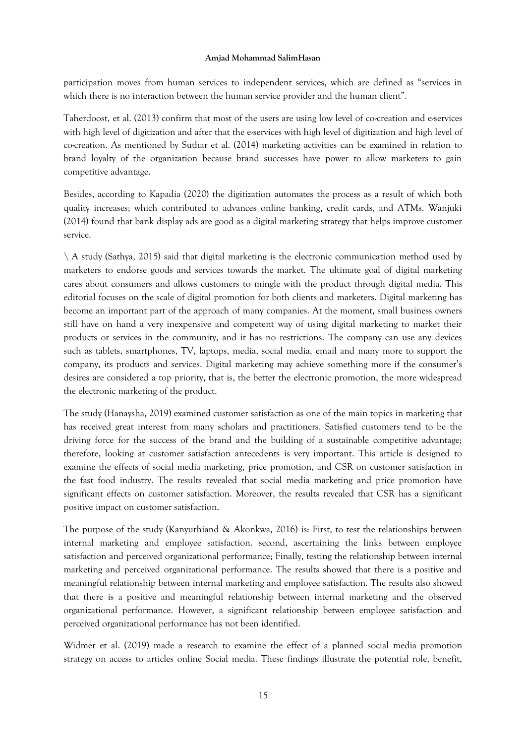participation moves from human services to independent services, which are defined as "services in which there is no interaction between the human service provider and the human client".

Taherdoost, et al. (2013) confirm that most of the users are using low level of co-creation and e-services with high level of digitization and after that the e-services with high level of digitization and high level of co-creation. As mentioned by Suthar et al. (2014) marketing activities can be examined in relation to brand loyalty of the organization because brand successes have power to allow marketers to gain competitive advantage.

Besides, according to Kapadia (2020) the digitization automates the process as a result of which both quality increases; which contributed to advances online banking, credit cards, and ATMs. Wanjuki (2014) found that bank display ads are good as a digital marketing strategy that helps improve customer service.

\ A study (Sathya, 2015) said that digital marketing is the electronic communication method used by marketers to endorse goods and services towards the market. The ultimate goal of digital marketing cares about consumers and allows customers to mingle with the product through digital media. This editorial focuses on the scale of digital promotion for both clients and marketers. Digital marketing has become an important part of the approach of many companies. At the moment, small business owners still have on hand a very inexpensive and competent way of using digital marketing to market their products or services in the community, and it has no restrictions. The company can use any devices such as tablets, smartphones, TV, laptops, media, social media, email and many more to support the company, its products and services. Digital marketing may achieve something more if the consumer's desires are considered a top priority, that is, the better the electronic promotion, the more widespread the electronic marketing of the product.

The study (Hanaysha, 2019) examined customer satisfaction as one of the main topics in marketing that has received great interest from many scholars and practitioners. Satisfied customers tend to be the driving force for the success of the brand and the building of a sustainable competitive advantage; therefore, looking at customer satisfaction antecedents is very important. This article is designed to examine the effects of social media marketing, price promotion, and CSR on customer satisfaction in the fast food industry. The results revealed that social media marketing and price promotion have significant effects on customer satisfaction. Moreover, the results revealed that CSR has a significant positive impact on customer satisfaction.

The purpose of the study (Kanyurhiand & Akonkwa, 2016) is: First, to test the relationships between internal marketing and employee satisfaction. second, ascertaining the links between employee satisfaction and perceived organizational performance; Finally, testing the relationship between internal marketing and perceived organizational performance. The results showed that there is a positive and meaningful relationship between internal marketing and employee satisfaction. The results also showed that there is a positive and meaningful relationship between internal marketing and the observed organizational performance. However, a significant relationship between employee satisfaction and perceived organizational performance has not been identified.

Widmer et al. (2019) made a research to examine the effect of a planned social media promotion strategy on access to articles online Social media. These findings illustrate the potential role, benefit,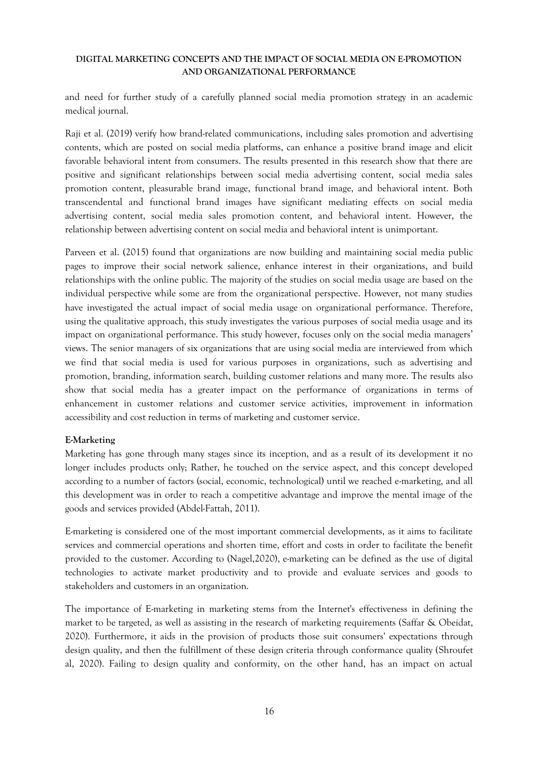and need for further study of a carefully planned social media promotion strategy in an academic medical journal.

Raji et al. (2019) verify how brand-related communications, including sales promotion and advertising contents, which are posted on social media platforms, can enhance a positive brand image and elicit favorable behavioral intent from consumers. The results presented in this research show that there are positive and significant relationships between social media advertising content, social media sales promotion content, pleasurable brand image, functional brand image, and behavioral intent. Both transcendental and functional brand images have significant mediating effects on social media advertising content, social media sales promotion content, and behavioral intent. However, the relationship between advertising content on social media and behavioral intent is unimportant.

Parveen et al. (2015) found that organizations are now building and maintaining social media public pages to improve their social network salience, enhance interest in their organizations, and build relationships with the online public. The majority of the studies on social media usage are based on the individual perspective while some are from the organizational perspective. However, not many studies have investigated the actual impact of social media usage on organizational performance. Therefore, using the qualitative approach, this study investigates the various purposes of social media usage and its impact on organizational performance. This study however, focuses only on the social media managers' views. The senior managers of six organizations that are using social media are interviewed from which we find that social media is used for various purposes in organizations, such as advertising and promotion, branding, information search, building customer relations and many more. The results also show that social media has a greater impact on the performance of organizations in terms of enhancement in customer relations and customer service activities, improvement in information accessibility and cost reduction in terms of marketing and customer service.

**E-Marketing**

Marketing has gone through many stages since its inception, and as a result of its development it no longer includes products only; Rather, he touched on the service aspect, and this concept developed according to a number of factors (social, economic, technological) until we reached e-marketing, and all this development was in order to reach a competitive advantage and improve the mental image of the goods and services provided (Abdel-Fattah, 2011).

E-marketing is considered one of the most important commercial developments, as it aims to facilitate services and commercial operations and shorten time, effort and costs in order to facilitate the benefit provided to the customer. According to (Nagel,2020), e-marketing can be defined as the use of digital technologies to activate market productivity and to provide and evaluate services and goods to stakeholders and customers in an organization.

The importance of E-marketing in marketing stems from the Internet's effectiveness in defining the market to be targeted, as well as assisting in the research of marketing requirements (Saffar & Obeidat, 2020). Furthermore, it aids in the provision of products those suit consumers' expectations through design quality, and then the fulfillment of these design criteria through conformance quality (Shroufet al, 2020). Failing to design quality and conformity, on the other hand, has an impact on actual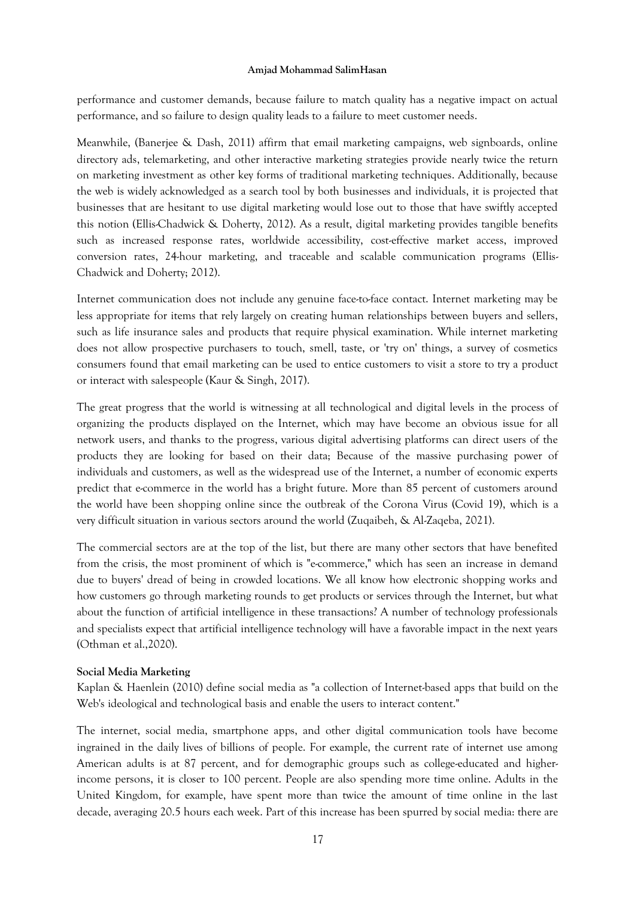performance and customer demands, because failure to match quality has a negative impact on actual performance, and so failure to design quality leads to a failure to meet customer needs.

Meanwhile, (Banerjee & Dash, 2011) affirm that email marketing campaigns, web signboards, online directory ads, telemarketing, and other interactive marketing strategies provide nearly twice the return on marketing investment as other key forms of traditional marketing techniques. Additionally, because the web is widely acknowledged as a search tool by both businesses and individuals, it is projected that businesses that are hesitant to use digital marketing would lose out to those that have swiftly accepted this notion (Ellis-Chadwick & Doherty, 2012). As a result, digital marketing provides tangible benefits such as increased response rates, worldwide accessibility, cost-effective market access, improved conversion rates, 24-hour marketing, and traceable and scalable communication programs (Ellis-Chadwick and Doherty; 2012).

Internet communication does not include any genuine face-to-face contact. Internet marketing may be less appropriate for items that rely largely on creating human relationships between buyers and sellers, such as life insurance sales and products that require physical examination. While internet marketing does not allow prospective purchasers to touch, smell, taste, or 'try on' things, a survey of cosmetics consumers found that email marketing can be used to entice customers to visit a store to try a product or interact with salespeople (Kaur & Singh, 2017).

The great progress that the world is witnessing at all technological and digital levels in the process of organizing the products displayed on the Internet, which may have become an obvious issue for all network users, and thanks to the progress, various digital advertising platforms can direct users of the products they are looking for based on their data; Because of the massive purchasing power of individuals and customers, as well as the widespread use of the Internet, a number of economic experts predict that e-commerce in the world has a bright future. More than 85 percent of customers around the world have been shopping online since the outbreak of the Corona Virus (Covid 19), which is a very difficult situation in various sectors around the world (Zuqaibeh, & Al-Zaqeba, 2021).

The commercial sectors are at the top of the list, but there are many other sectors that have benefited from the crisis, the most prominent of which is "e-commerce," which has seen an increase in demand due to buyers' dread of being in crowded locations. We all know how electronic shopping works and how customers go through marketing rounds to get products or services through the Internet, but what about the function of artificial intelligence in these transactions? A number of technology professionals and specialists expect that artificial intelligence technology will have a favorable impact in the next years (Othman et al.,2020).

**Social Media Marketing**

Kaplan & Haenlein (2010) define social media as "a collection of Internet-based apps that build on the Web's ideological and technological basis and enable the users to interact content."

The internet, social media, smartphone apps, and other digital communication tools have become ingrained in the daily lives of billions of people. For example, the current rate of internet use among American adults is at 87 percent, and for demographic groups such as college-educated and higher-income persons, it is closer to 100 percent. People are also spending more time online. Adults in the United Kingdom, for example, have spent more than twice the amount of time online in the last decade, averaging 20.5 hours each week. Part of this increase has been spurred by social media: there are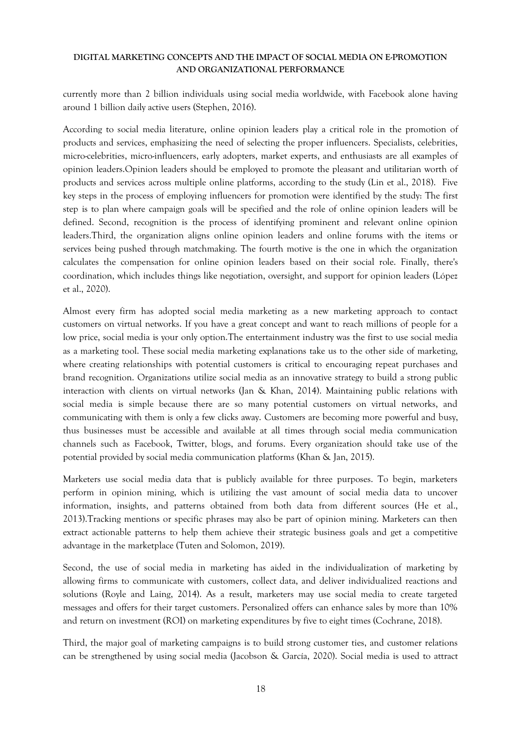currently more than 2 billion individuals using social media worldwide, with Facebook alone having around 1 billion daily active users (Stephen, 2016).

According to social media literature, online opinion leaders play a critical role in the promotion of products and services, emphasizing the need of selecting the proper influencers. Specialists, celebrities, micro-celebrities, micro-influencers, early adopters, market experts, and enthusiasts are all examples of opinion leaders.Opinion leaders should be employed to promote the pleasant and utilitarian worth of products and services across multiple online platforms, according to the study (Lin et al., 2018). Five key steps in the process of employing influencers for promotion were identified by the study: The first step is to plan where campaign goals will be specified and the role of online opinion leaders will be defined. Second, recognition is the process of identifying prominent and relevant online opinion leaders.Third, the organization aligns online opinion leaders and online forums with the items or services being pushed through matchmaking. The fourth motive is the one in which the organization calculates the compensation for online opinion leaders based on their social role. Finally, there's coordination, which includes things like negotiation, oversight, and support for opinion leaders (López et al., 2020).

Almost every firm has adopted social media marketing as a new marketing approach to contact customers on virtual networks. If you have a great concept and want to reach millions of people for a low price, social media is your only option.The entertainment industry was the first to use social media as a marketing tool. These social media marketing explanations take us to the other side of marketing, where creating relationships with potential customers is critical to encouraging repeat purchases and brand recognition. Organizations utilize social media as an innovative strategy to build a strong public interaction with clients on virtual networks (Jan & Khan, 2014). Maintaining public relations with social media is simple because there are so many potential customers on virtual networks, and communicating with them is only a few clicks away. Customers are becoming more powerful and busy, thus businesses must be accessible and available at all times through social media communication channels such as Facebook, Twitter, blogs, and forums. Every organization should take use of the potential provided by social media communication platforms (Khan & Jan, 2015).

Marketers use social media data that is publicly available for three purposes. To begin, marketers perform in opinion mining, which is utilizing the vast amount of social media data to uncover information, insights, and patterns obtained from both data from different sources (He et al., 2013).Tracking mentions or specific phrases may also be part of opinion mining. Marketers can then extract actionable patterns to help them achieve their strategic business goals and get a competitive advantage in the marketplace (Tuten and Solomon, 2019).

Second, the use of social media in marketing has aided in the individualization of marketing by allowing firms to communicate with customers, collect data, and deliver individualized reactions and solutions (Royle and Laing, 2014). As a result, marketers may use social media to create targeted messages and offers for their target customers. Personalized offers can enhance sales by more than 10% and return on investment (ROI) on marketing expenditures by five to eight times (Cochrane, 2018).

Third, the major goal of marketing campaigns is to build strong customer ties, and customer relations can be strengthened by using social media (Jacobson & García, 2020). Social media is used to attract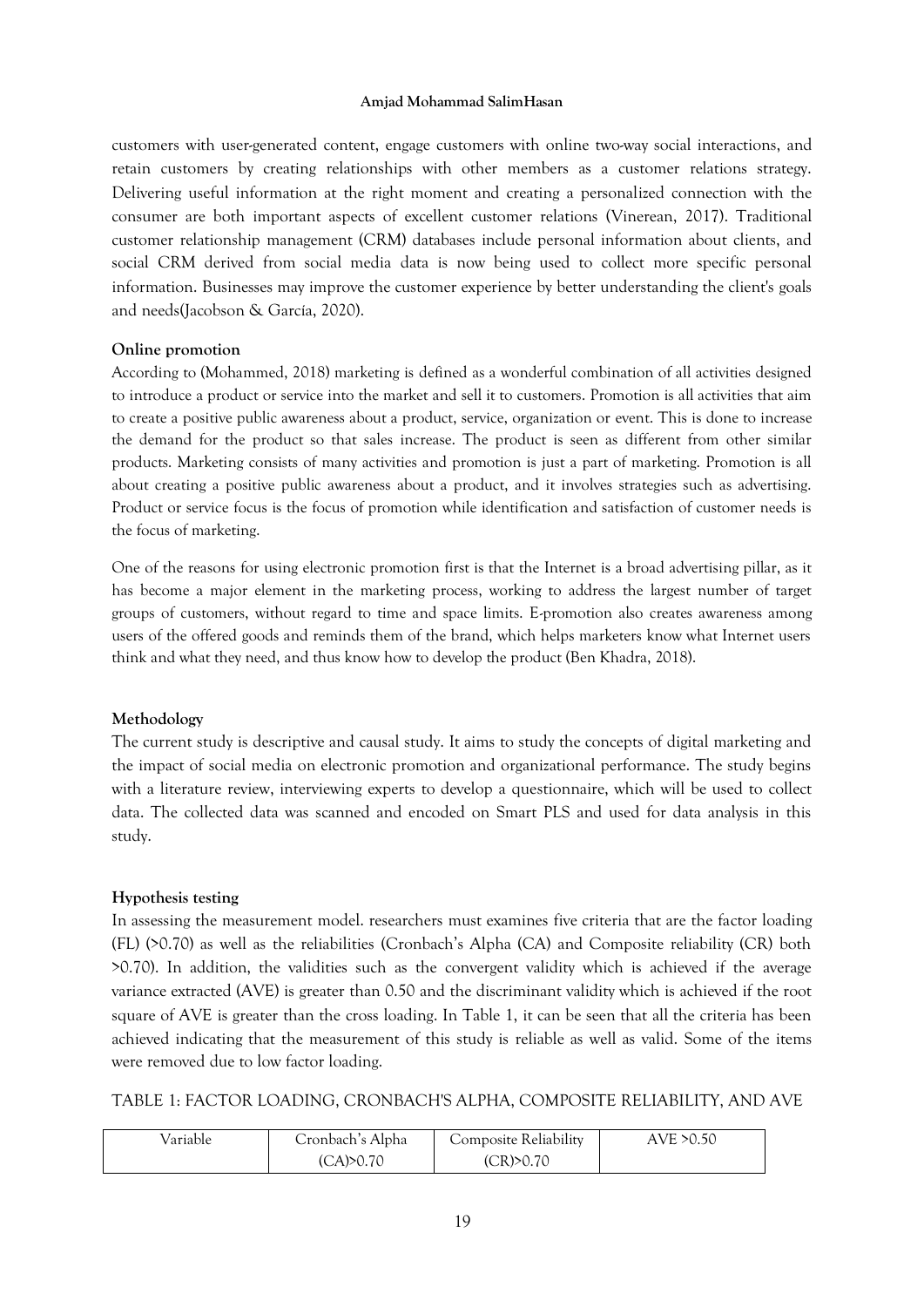customers with user-generated content, engage customers with online two-way social interactions, and retain customers by creating relationships with other members as a customer relations strategy. Delivering useful information at the right moment and creating a personalized connection with the consumer are both important aspects of excellent customer relations (Vinerean, 2017). Traditional customer relationship management (CRM) databases include personal information about clients, and social CRM derived from social media data is now being used to collect more specific personal information. Businesses may improve the customer experience by better understanding the client's goals and needs(Jacobson & García, 2020).

**Online promotion**

According to (Mohammed, 2018) marketing is defined as a wonderful combination of all activities designed to introduce a product or service into the market and sell it to customers. Promotion is all activities that aim to create a positive public awareness about a product, service, organization or event. This is done to increase the demand for the product so that sales increase. The product is seen as different from other similar products. Marketing consists of many activities and promotion is just a part of marketing. Promotion is all about creating a positive public awareness about a product, and it involves strategies such as advertising. Product or service focus is the focus of promotion while identification and satisfaction of customer needs is the focus of marketing.

One of the reasons for using electronic promotion first is that the Internet is a broad advertising pillar, as it has become a major element in the marketing process, working to address the largest number of target groups of customers, without regard to time and space limits. E-promotion also creates awareness among users of the offered goods and reminds them of the brand, which helps marketers know what Internet users think and what they need, and thus know how to develop the product (Ben Khadra, 2018).

**Methodology**

The current study is descriptive and causal study. It aims to study the concepts of digital marketing and the impact of social media on electronic promotion and organizational performance. The study begins with a literature review, interviewing experts to develop a questionnaire, which will be used to collect data. The collected data was scanned and encoded on Smart PLS and used for data analysis in this study.

**Hypothesis testing**

In assessing the measurement model. researchers must examines five criteria that are the factor loading (FL) (>0.70) as well as the reliabilities (Cronbach's Alpha (CA) and Composite reliability (CR) both >0.70). In addition, the validities such as the convergent validity which is achieved if the average variance extracted (AVE) is greater than 0.50 and the discriminant validity which is achieved if the root square of AVE is greater than the cross loading. In Table 1, it can be seen that all the criteria has been achieved indicating that the measurement of this study is reliable as well as valid. Some of the items were removed due to low factor loading.

TABLE 1: FACTOR LOADING, CRONBACH'S ALPHA, COMPOSITE RELIABILITY, AND AVE

| Variable | Cronbach's Alpha (CA)>0.70 | Composite Reliability (CR)>0.70 | AVE >0.50 |
|---|---|---|---|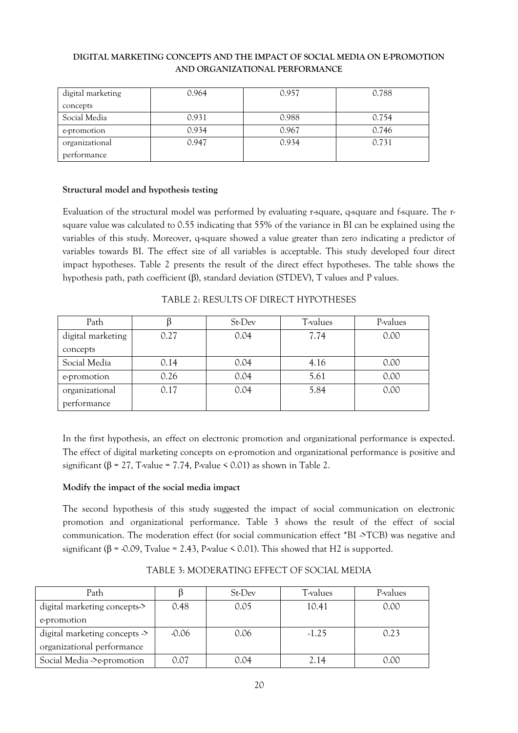| digital marketing concepts | 0.964 | 0.957 | 0.788 |
|---|---|---|---|
| Social Media | 0.931 | 0.988 | 0.754 |
| e-promotion | 0.934 | 0.967 | 0.746 |
| organizational performance | 0.947 | 0.934 | 0.731 |

**Structural model and hypothesis testing**

Evaluation of the structural model was performed by evaluating r-square, q-square and f-square. The r-square value was calculated to 0.55 indicating that 55% of the variance in BI can be explained using the variables of this study. Moreover, q-square showed a value greater than zero indicating a predictor of variables towards BI. The effect size of all variables is acceptable. This study developed four direct impact hypotheses. Table 2 presents the result of the direct effect hypotheses. The table shows the hypothesis path, path coefficient (β), standard deviation (STDEV), T values and P values.

TABLE 2: RESULTS OF DIRECT HYPOTHESES

| Path | β | St-Dev | T-values | P-values |
|---|---|---|---|---|
| digital marketing concepts | 0.27 | 0.04 | 7.74 | 0.00 |
| Social Media | 0.14 | 0.04 | 4.16 | 0.00 |
| e-promotion | 0.26 | 0.04 | 5.61 | 0.00 |
| organizational performance | 0.17 | 0.04 | 5.84 | 0.00 |

In the first hypothesis, an effect on electronic promotion and organizational performance is expected. The effect of digital marketing concepts on e-promotion and organizational performance is positive and significant ($\beta = 27$, T-value = 7.74, P-value < 0.01) as shown in Table 2.

**Modify the impact of the social media impact**

The second hypothesis of this study suggested the impact of social communication on electronic promotion and organizational performance. Table 3 shows the result of the effect of social communication. The moderation effect (for social communication effect *BI ->TCB) was negative and significant ($\beta = -0.09$, Tvalue = 2.43, P-value < 0.01). This showed that H2 is supported.

TABLE 3: MODERATING EFFECT OF SOCIAL MEDIA

| Path | β | St-Dev | T-values | P-values |
|---|---|---|---|---|
| digital marketing concepts-> e-promotion | 0.48 | 0.05 | 10.41 | 0.00 |
| digital marketing concepts -> organizational performance | -0.06 | 0.06 | -1.25 | 0.23 |
| Social Media ->e-promotion | 0.07 | 0.04 | 2.14 | 0.00 |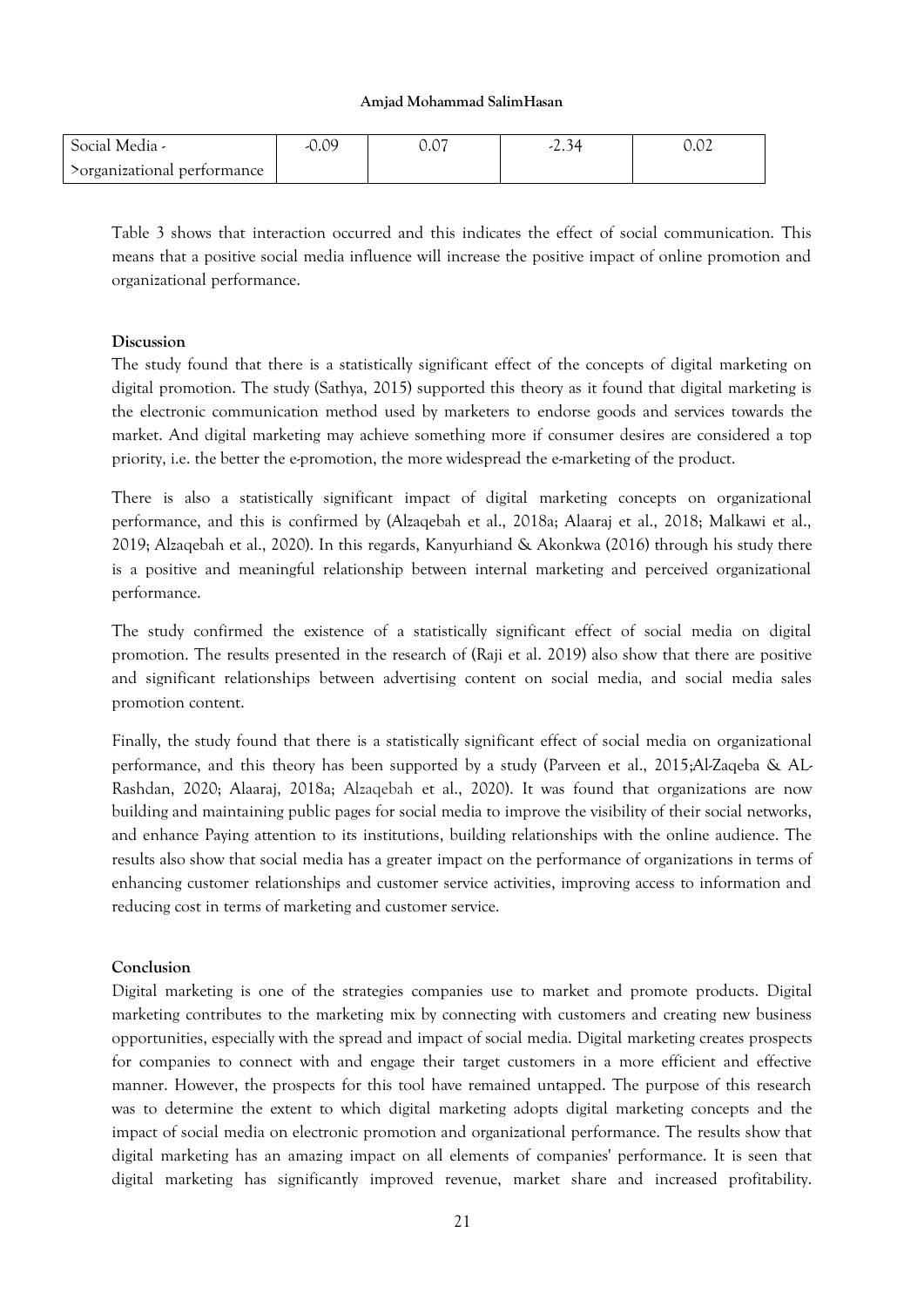| Social Media ->organizational performance | -0.09 | 0.07 | -2.34 | 0.02 |
|---|---|---|---|---|

Table 3 shows that interaction occurred and this indicates the effect of social communication. This means that a positive social media influence will increase the positive impact of online promotion and organizational performance.

**Discussion**

The study found that there is a statistically significant effect of the concepts of digital marketing on digital promotion. The study (Sathya, 2015) supported this theory as it found that digital marketing is the electronic communication method used by marketers to endorse goods and services towards the market. And digital marketing may achieve something more if consumer desires are considered a top priority, i.e. the better the e-promotion, the more widespread the e-marketing of the product.

There is also a statistically significant impact of digital marketing concepts on organizational performance, and this is confirmed by (Alzaqebah et al., 2018a; Alaaraj et al., 2018; Malkawi et al., 2019; Alzaqebah et al., 2020). In this regards, Kanyurhiand & Akonkwa (2016) through his study there is a positive and meaningful relationship between internal marketing and perceived organizational performance.

The study confirmed the existence of a statistically significant effect of social media on digital promotion. The results presented in the research of (Raji et al. 2019) also show that there are positive and significant relationships between advertising content on social media, and social media sales promotion content.

Finally, the study found that there is a statistically significant effect of social media on organizational performance, and this theory has been supported by a study (Parveen et al., 2015;Al-Zaqeba & AL-Rashdan, 2020; Alaaraj, 2018a; Alzaqebah et al., 2020). It was found that organizations are now building and maintaining public pages for social media to improve the visibility of their social networks, and enhance Paying attention to its institutions, building relationships with the online audience. The results also show that social media has a greater impact on the performance of organizations in terms of enhancing customer relationships and customer service activities, improving access to information and reducing cost in terms of marketing and customer service.

**Conclusion**

Digital marketing is one of the strategies companies use to market and promote products. Digital marketing contributes to the marketing mix by connecting with customers and creating new business opportunities, especially with the spread and impact of social media. Digital marketing creates prospects for companies to connect with and engage their target customers in a more efficient and effective manner. However, the prospects for this tool have remained untapped. The purpose of this research was to determine the extent to which digital marketing adopts digital marketing concepts and the impact of social media on electronic promotion and organizational performance. The results show that digital marketing has an amazing impact on all elements of companies' performance. It is seen that digital marketing has significantly improved revenue, market share and increased profitability.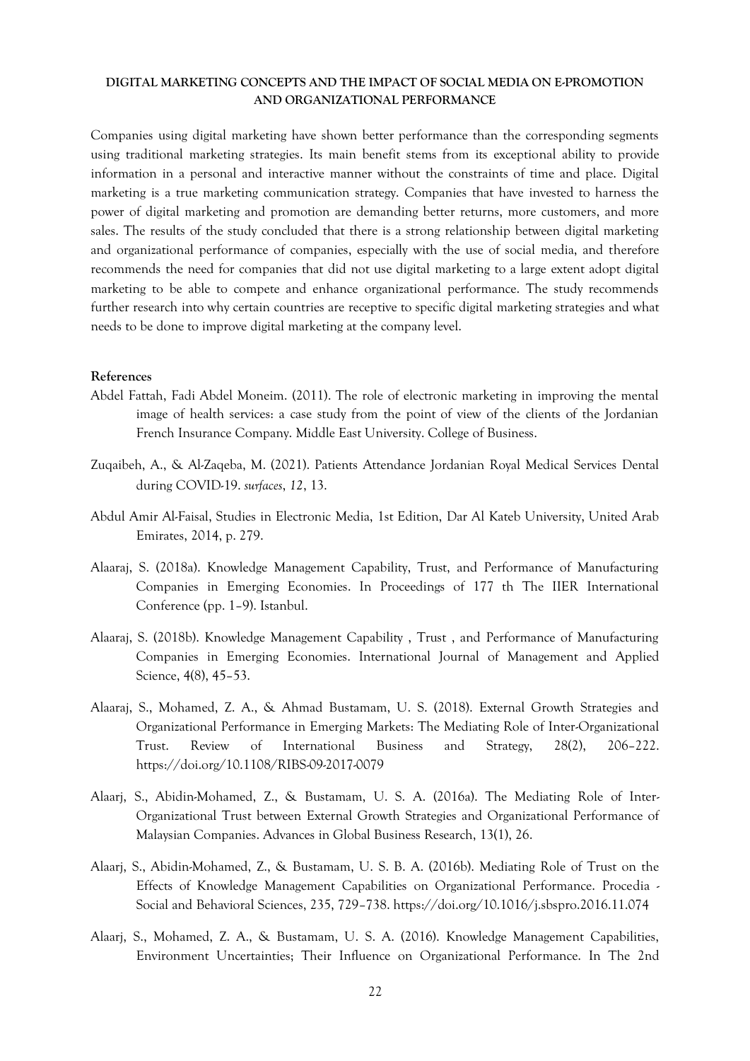**DIGITAL MARKETING CONCEPTS AND THE IMPACT OF SOCIAL MEDIA ON E-PROMOTION AND ORGANIZATIONAL PERFORMANCE**

Companies using digital marketing have shown better performance than the corresponding segments using traditional marketing strategies. Its main benefit stems from its exceptional ability to provide information in a personal and interactive manner without the constraints of time and place. Digital marketing is a true marketing communication strategy. Companies that have invested to harness the power of digital marketing and promotion are demanding better returns, more customers, and more sales. The results of the study concluded that there is a strong relationship between digital marketing and organizational performance of companies, especially with the use of social media, and therefore recommends the need for companies that did not use digital marketing to a large extent adopt digital marketing to be able to compete and enhance organizational performance. The study recommends further research into why certain countries are receptive to specific digital marketing strategies and what needs to be done to improve digital marketing at the company level.

**References**

Abdel Fattah, Fadi Abdel Moneim. (2011). The role of electronic marketing in improving the mental image of health services: a case study from the point of view of the clients of the Jordanian French Insurance Company. Middle East University. College of Business.

Zuqaibeh, A., & Al-Zaqeba, M. (2021). Patients Attendance Jordanian Royal Medical Services Dental during COVID-19. *surfaces*, *12*, 13.

Abdul Amir Al-Faisal, Studies in Electronic Media, 1st Edition, Dar Al Kateb University, United Arab Emirates, 2014, p. 279.

Alaaraj, S. (2018a). Knowledge Management Capability, Trust, and Performance of Manufacturing Companies in Emerging Economies. In Proceedings of 177 th The IIER International Conference (pp. 1–9). Istanbul.

Alaaraj, S. (2018b). Knowledge Management Capability , Trust , and Performance of Manufacturing Companies in Emerging Economies. International Journal of Management and Applied Science, 4(8), 45–53.

Alaaraj, S., Mohamed, Z. A., & Ahmad Bustamam, U. S. (2018). External Growth Strategies and Organizational Performance in Emerging Markets: The Mediating Role of Inter-Organizational Trust. Review of International Business and Strategy, 28(2), 206–222. https://doi.org/10.1108/RIBS-09-2017-0079

Alaarj, S., Abidin-Mohamed, Z., & Bustamam, U. S. A. (2016a). The Mediating Role of Inter-Organizational Trust between External Growth Strategies and Organizational Performance of Malaysian Companies. Advances in Global Business Research, 13(1), 26.

Alaarj, S., Abidin-Mohamed, Z., & Bustamam, U. S. B. A. (2016b). Mediating Role of Trust on the Effects of Knowledge Management Capabilities on Organizational Performance. Procedia - Social and Behavioral Sciences, 235, 729–738. https://doi.org/10.1016/j.sbspro.2016.11.074

Alaarj, S., Mohamed, Z. A., & Bustamam, U. S. A. (2016). Knowledge Management Capabilities, Environment Uncertainties; Their Influence on Organizational Performance. In The 2nd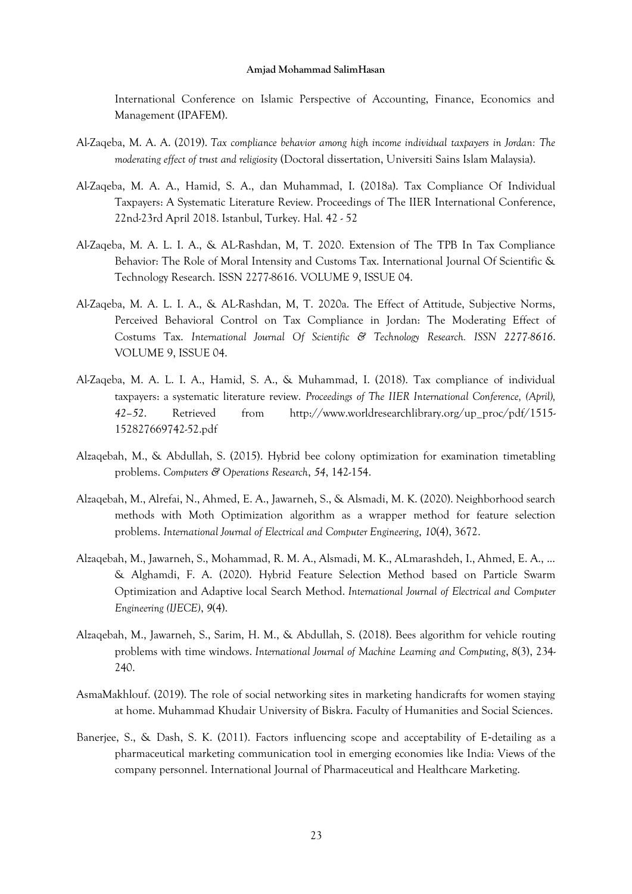International Conference on Islamic Perspective of Accounting, Finance, Economics and Management (IPAFEM).

Al-Zaqeba, M. A. A. (2019). *Tax compliance behavior among high income individual taxpayers in Jordan: The moderating effect of trust and religiosity* (Doctoral dissertation, Universiti Sains Islam Malaysia).

Al-Zaqeba, M. A. A., Hamid, S. A., dan Muhammad, I. (2018a). Tax Compliance Of Individual Taxpayers: A Systematic Literature Review. Proceedings of The IIER International Conference, 22nd-23rd April 2018. Istanbul, Turkey. Hal. 42 - 52

Al-Zaqeba, M. A. L. I. A., & AL-Rashdan, M, T. 2020. Extension of The TPB In Tax Compliance Behavior: The Role of Moral Intensity and Customs Tax. International Journal Of Scientific & Technology Research. ISSN 2277-8616. VOLUME 9, ISSUE 04.

Al-Zaqeba, M. A. L. I. A., & AL-Rashdan, M, T. 2020a. The Effect of Attitude, Subjective Norms, Perceived Behavioral Control on Tax Compliance in Jordan: The Moderating Effect of Costums Tax. *International Journal Of Scientific & Technology Research. ISSN 2277-8616*. VOLUME 9, ISSUE 04.

Al-Zaqeba, M. A. L. I. A., Hamid, S. A., & Muhammad, I. (2018). Tax compliance of individual taxpayers: a systematic literature review. *Proceedings of The IIER International Conference, (April), 42–52*. Retrieved from http://www.worldresearchlibrary.org/up_proc/pdf/1515-152827669742-52.pdf

Alzaqebah, M., & Abdullah, S. (2015). Hybrid bee colony optimization for examination timetabling problems. *Computers & Operations Research*, *54*, 142-154.

Alzaqebah, M., Alrefai, N., Ahmed, E. A., Jawarneh, S., & Alsmadi, M. K. (2020). Neighborhood search methods with Moth Optimization algorithm as a wrapper method for feature selection problems. *International Journal of Electrical and Computer Engineering*, *10*(4), 3672.

Alzaqebah, M., Jawarneh, S., Mohammad, R. M. A., Alsmadi, M. K., ALmarashdeh, I., Ahmed, E. A., ... & Alghamdi, F. A. (2020). Hybrid Feature Selection Method based on Particle Swarm Optimization and Adaptive local Search Method. *International Journal of Electrical and Computer Engineering (IJECE)*, *9*(4).

Alzaqebah, M., Jawarneh, S., Sarim, H. M., & Abdullah, S. (2018). Bees algorithm for vehicle routing problems with time windows. *International Journal of Machine Learning and Computing*, *8*(3), 234-240.

AsmaMakhlouf. (2019). The role of social networking sites in marketing handicrafts for women staying at home. Muhammad Khudair University of Biskra. Faculty of Humanities and Social Sciences.

Banerjee, S., & Dash, S. K. (2011). Factors influencing scope and acceptability of E-detailing as a pharmaceutical marketing communication tool in emerging economies like India: Views of the company personnel. International Journal of Pharmaceutical and Healthcare Marketing.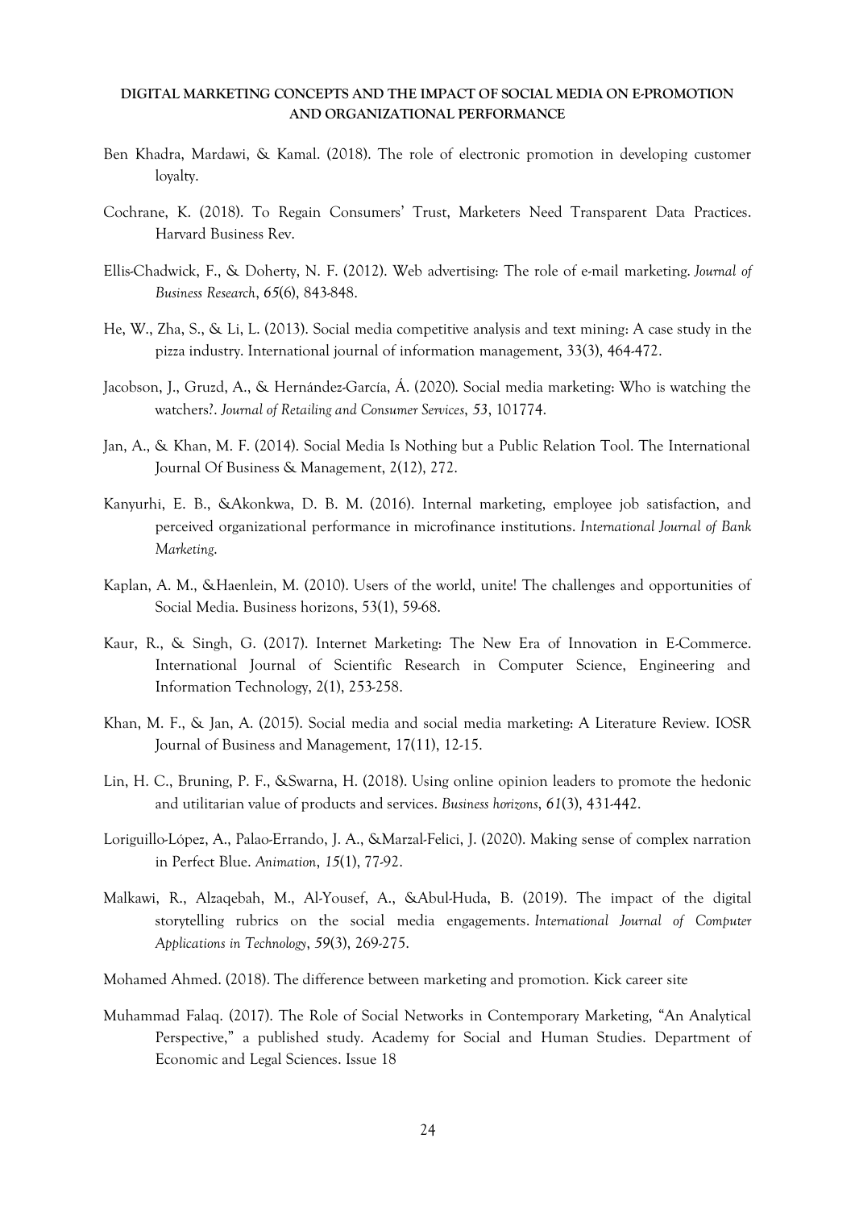Ben Khadra, Mardawi, & Kamal. (2018). The role of electronic promotion in developing customer loyalty.

Cochrane, K. (2018). To Regain Consumers' Trust, Marketers Need Transparent Data Practices. Harvard Business Rev.

Ellis-Chadwick, F., & Doherty, N. F. (2012). Web advertising: The role of e-mail marketing. *Journal of Business Research*, *65*(6), 843-848.

He, W., Zha, S., & Li, L. (2013). Social media competitive analysis and text mining: A case study in the pizza industry. International journal of information management, 33(3), 464-472.

Jacobson, J., Gruzd, A., & Hernández-García, Á. (2020). Social media marketing: Who is watching the watchers?. *Journal of Retailing and Consumer Services*, *53*, 101774.

Jan, A., & Khan, M. F. (2014). Social Media Is Nothing but a Public Relation Tool. The International Journal Of Business & Management, 2(12), 272.

Kanyurhi, E. B., &Akonkwa, D. B. M. (2016). Internal marketing, employee job satisfaction, and perceived organizational performance in microfinance institutions. *International Journal of Bank Marketing*.

Kaplan, A. M., &Haenlein, M. (2010). Users of the world, unite! The challenges and opportunities of Social Media. Business horizons, 53(1), 59-68.

Kaur, R., & Singh, G. (2017). Internet Marketing: The New Era of Innovation in E-Commerce. International Journal of Scientific Research in Computer Science, Engineering and Information Technology, 2(1), 253-258.

Khan, M. F., & Jan, A. (2015). Social media and social media marketing: A Literature Review. IOSR Journal of Business and Management, 17(11), 12-15.

Lin, H. C., Bruning, P. F., &Swarna, H. (2018). Using online opinion leaders to promote the hedonic and utilitarian value of products and services. *Business horizons*, *61*(3), 431-442.

Loriguillo-López, A., Palao-Errando, J. A., &Marzal-Felici, J. (2020). Making sense of complex narration in Perfect Blue. *Animation*, *15*(1), 77-92.

Malkawi, R., Alzaqebah, M., Al-Yousef, A., &Abul-Huda, B. (2019). The impact of the digital storytelling rubrics on the social media engagements. *International Journal of Computer Applications in Technology*, *59*(3), 269-275.

Mohamed Ahmed. (2018). The difference between marketing and promotion. Kick career site

Muhammad Falaq. (2017). The Role of Social Networks in Contemporary Marketing, "An Analytical Perspective," a published study. Academy for Social and Human Studies. Department of Economic and Legal Sciences. Issue 18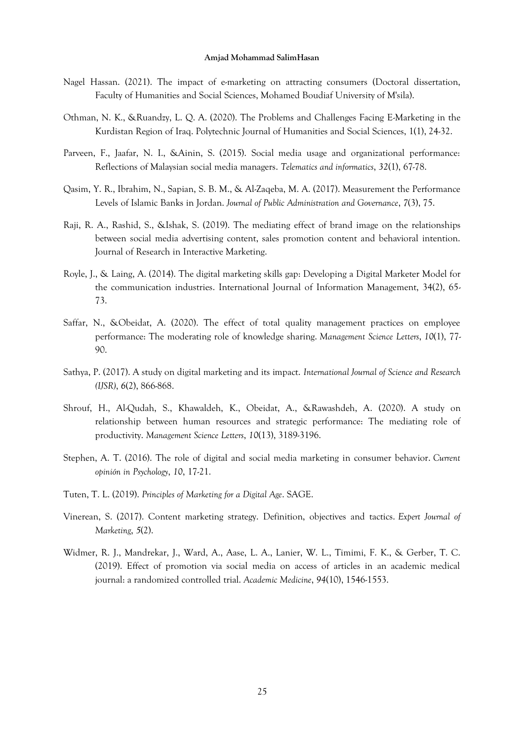Nagel Hassan. (2021). The impact of e-marketing on attracting consumers (Doctoral dissertation, Faculty of Humanities and Social Sciences, Mohamed Boudiaf University of M'sila).

Othman, N. K., &Ruandzy, L. Q. A. (2020). The Problems and Challenges Facing E-Marketing in the Kurdistan Region of Iraq. Polytechnic Journal of Humanities and Social Sciences, 1(1), 24-32.

Parveen, F., Jaafar, N. I., &Ainin, S. (2015). Social media usage and organizational performance: Reflections of Malaysian social media managers. *Telematics and informatics*, *32*(1), 67-78.

Qasim, Y. R., Ibrahim, N., Sapian, S. B. M., & Al-Zaqeba, M. A. (2017). Measurement the Performance Levels of Islamic Banks in Jordan. *Journal of Public Administration and Governance*, *7*(3), 75.

Raji, R. A., Rashid, S., &Ishak, S. (2019). The mediating effect of brand image on the relationships between social media advertising content, sales promotion content and behavioral intention. Journal of Research in Interactive Marketing.

Royle, J., & Laing, A. (2014). The digital marketing skills gap: Developing a Digital Marketer Model for the communication industries. International Journal of Information Management, 34(2), 65-73.

Saffar, N., &Obeidat, A. (2020). The effect of total quality management practices on employee performance: The moderating role of knowledge sharing. *Management Science Letters*, *10*(1), 77-90.

Sathya, P. (2017). A study on digital marketing and its impact. *International Journal of Science and Research (IJSR)*, *6*(2), 866-868.

Shrouf, H., Al-Qudah, S., Khawaldeh, K., Obeidat, A., &Rawashdeh, A. (2020). A study on relationship between human resources and strategic performance: The mediating role of productivity. *Management Science Letters*, *10*(13), 3189-3196.

Stephen, A. T. (2016). The role of digital and social media marketing in consumer behavior. *Current opinión in Psychology*, *10*, 17-21.

Tuten, T. L. (2019). *Principles of Marketing for a Digital Age*. SAGE.

Vinerean, S. (2017). Content marketing strategy. Definition, objectives and tactics. *Expert Journal of Marketing*, *5*(2).

Widmer, R. J., Mandrekar, J., Ward, A., Aase, L. A., Lanier, W. L., Timimi, F. K., & Gerber, T. C. (2019). Effect of promotion via social media on access of articles in an academic medical journal: a randomized controlled trial. *Academic Medicine*, *94*(10), 1546-1553.